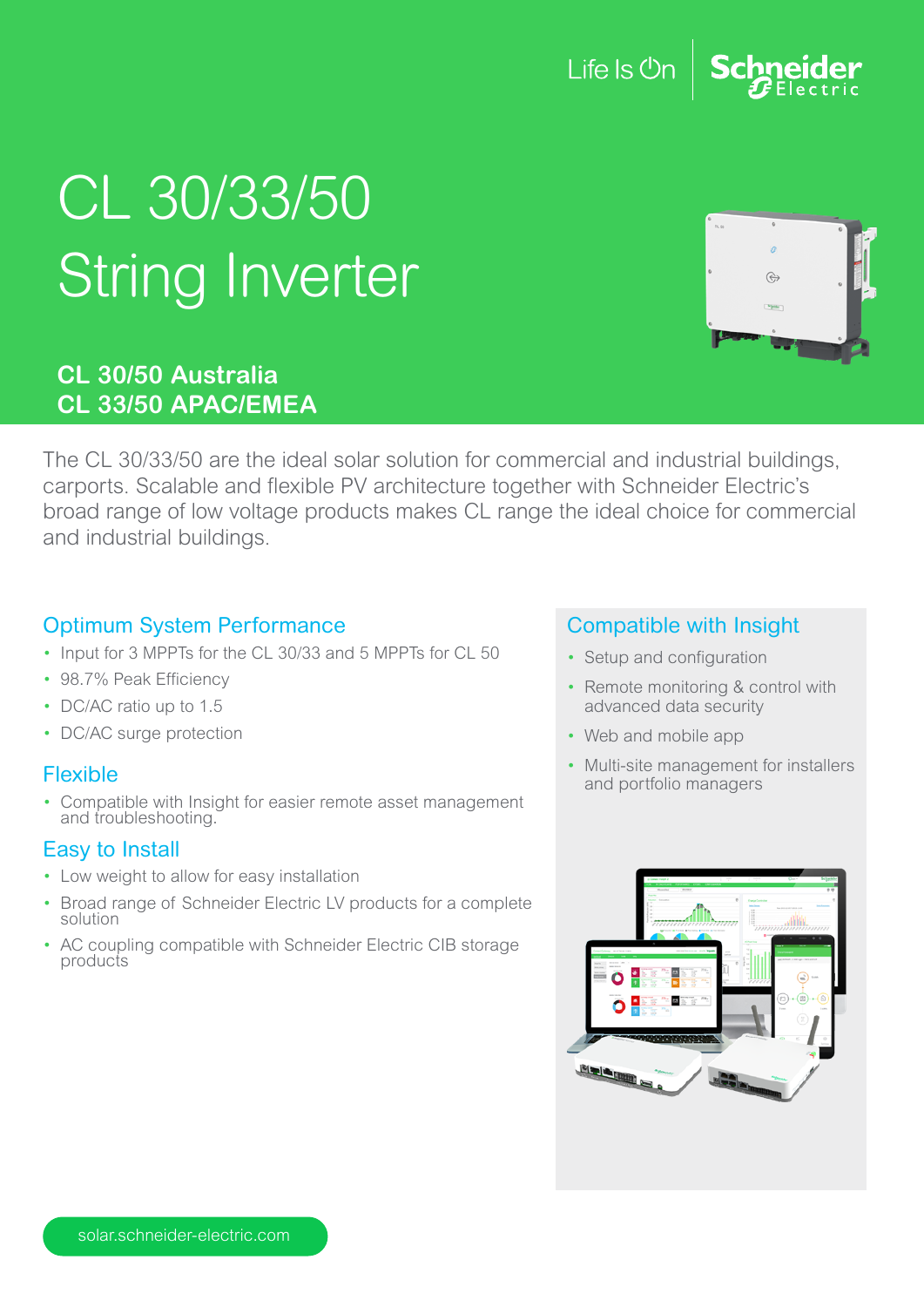Life Is On | Schneider Electric

# CL 30/33/50 String Inverter

**CL 30/50 Australia**
**CL 33/50 APAC/EMEA**

The CL 30/33/50 are the ideal solar solution for commercial and industrial buildings, carports. Scalable and flexible PV architecture together with Schneider Electric's broad range of low voltage products makes CL range the ideal choice for commercial and industrial buildings.

## Optimum System Performance

- Input for 3 MPPTs for the CL 30/33 and 5 MPPTs for CL 50
- 98.7% Peak Efficiency
- DC/AC ratio up to 1.5
- DC/AC surge protection

## Flexible

- Compatible with Insight for easier remote asset management and troubleshooting.

## Easy to Install

- Low weight to allow for easy installation
- Broad range of Schneider Electric LV products for a complete solution
- AC coupling compatible with Schneider Electric CIB storage products

## Compatible with Insight

- Setup and configuration
- Remote monitoring & control with advanced data security
- Web and mobile app
- Multi-site management for installers and portfolio managers

solar.schneider-electric.com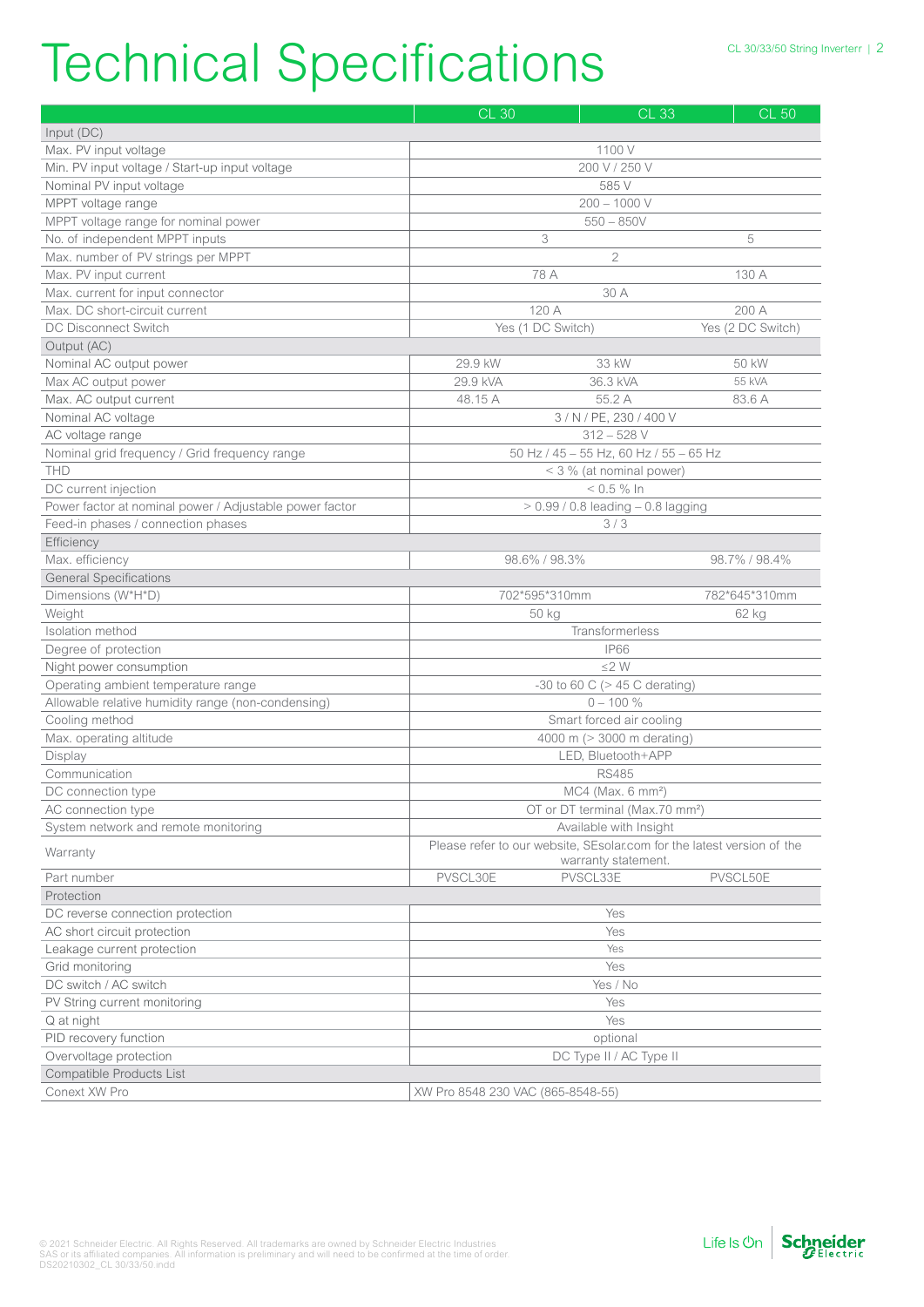# Technical Specifications

| | CL 30 | CL 33 | CL 50 |
|---|---|---|---|
| Input (DC) | | | |
| Max. PV input voltage | 1100 V | | |
| Min. PV input voltage / Start-up input voltage | 200 V / 250 V | | |
| Nominal PV input voltage | 585 V | | |
| MPPT voltage range | 200 – 1000 V | | |
| MPPT voltage range for nominal power | 550 – 850V | | |
| No. of independent MPPT inputs | 3 | | 5 |
| Max. number of PV strings per MPPT | 2 | | |
| Max. PV input current | 78 A | | 130 A |
| Max. current for input connector | 30 A | | |
| Max. DC short-circuit current | 120 A | | 200 A |
| DC Disconnect Switch | Yes (1 DC Switch) | | Yes (2 DC Switch) |
| Output (AC) | | | |
| Nominal AC output power | 29.9 kW | 33 kW | 50 kW |
| Max AC output power | 29.9 kVA | 36.3 kVA | 55 kVA |
| Max. AC output current | 48.15 A | 55.2 A | 83.6 A |
| Nominal AC voltage | 3 / N / PE, 230 / 400 V | | |
| AC voltage range | 312 – 528 V | | |
| Nominal grid frequency / Grid frequency range | 50 Hz / 45 – 55 Hz, 60 Hz / 55 – 65 Hz | | |
| THD | < 3 % (at nominal power) | | |
| DC current injection | < 0.5 % In | | |
| Power factor at nominal power / Adjustable power factor | > 0.99 / 0.8 leading – 0.8 lagging | | |
| Feed-in phases / connection phases | 3 / 3 | | |
| Efficiency | | | |
| Max. efficiency | 98.6% / 98.3% | | 98.7% / 98.4% |
| General Specifications | | | |
| Dimensions (W*H*D) | 702*595*310mm | | 782*645*310mm |
| Weight | 50 kg | | 62 kg |
| Isolation method | Transformerless | | |
| Degree of protection | IP66 | | |
| Night power consumption | ≤2 W | | |
| Operating ambient temperature range | -30 to 60 C (> 45 C derating) | | |
| Allowable relative humidity range (non-condensing) | 0 – 100 % | | |
| Cooling method | Smart forced air cooling | | |
| Max. operating altitude | 4000 m (> 3000 m derating) | | |
| Display | LED, Bluetooth+APP | | |
| Communication | RS485 | | |
| DC connection type | MC4 (Max. 6 mm²) | | |
| AC connection type | OT or DT terminal (Max.70 mm²) | | |
| System network and remote monitoring | Available with Insight | | |
| Warranty | Please refer to our website, SEsolar.com for the latest version of the warranty statement. | | |
| Part number | PVSCL30E | PVSCL33E | PVSCL50E |
| Protection | | | |
| DC reverse connection protection | Yes | | |
| AC short circuit protection | Yes | | |
| Leakage current protection | Yes | | |
| Grid monitoring | Yes | | |
| DC switch / AC switch | Yes / No | | |
| PV String current monitoring | Yes | | |
| Q at night | Yes | | |
| PID recovery function | optional | | |
| Overvoltage protection | DC Type II / AC Type II | | |
| Compatible Products List | | | |
| Conext XW Pro | XW Pro 8548 230 VAC (865-8548-55) | | |

© 2021 Schneider Electric. All Rights Reserved. All trademarks are owned by Schneider Electric Industries SAS or its affiliated companies. All information is preliminary and will need to be confirmed at the time of order.
DS20210302_CL 30/33/50.indd